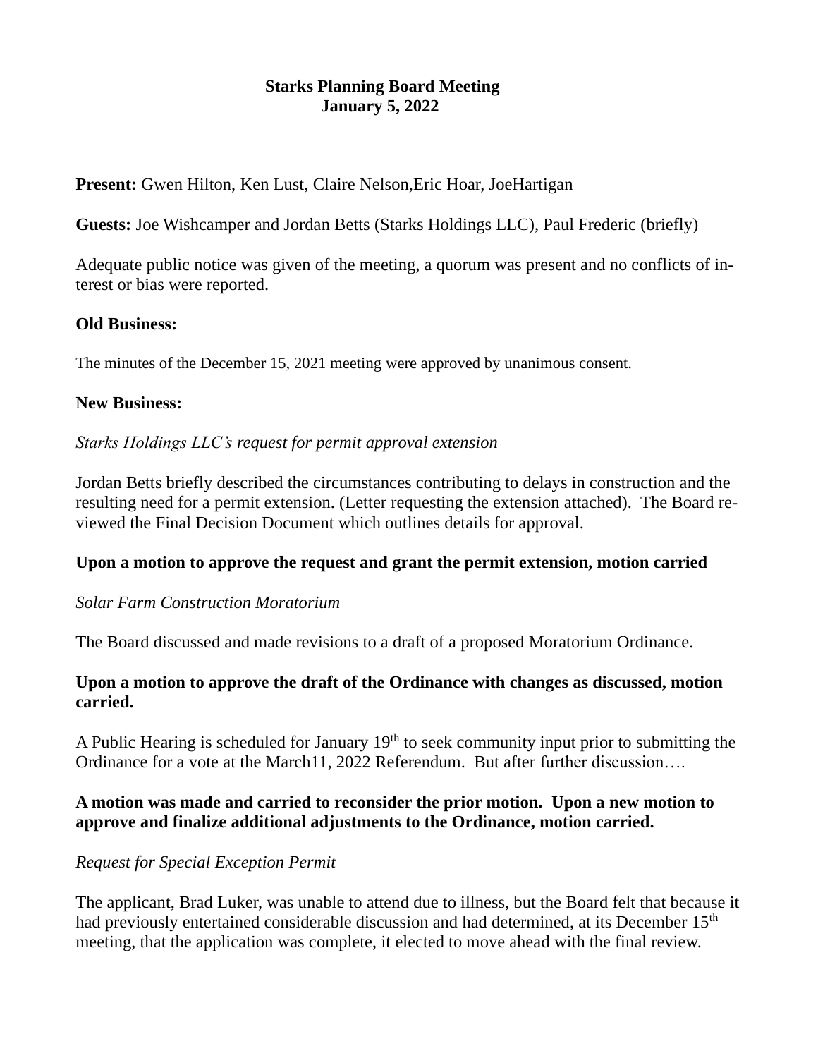# Starks Planning Board Meeting
## January 5, 2022

**Present:** Gwen Hilton, Ken Lust, Claire Nelson,Eric Hoar, JoeHartigan

**Guests:** Joe Wishcamper and Jordan Betts (Starks Holdings LLC), Paul Frederic (briefly)

Adequate public notice was given of the meeting, a quorum was present and no conflicts of interest or bias were reported.

**Old Business:**

The minutes of the December 15, 2021 meeting were approved by unanimous consent.

**New Business:**

*Starks Holdings LLC's request for permit approval extension*

Jordan Betts briefly described the circumstances contributing to delays in construction and the resulting need for a permit extension. (Letter requesting the extension attached). The Board reviewed the Final Decision Document which outlines details for approval.

**Upon a motion to approve the request and grant the permit extension, motion carried**

*Solar Farm Construction Moratorium*

The Board discussed and made revisions to a draft of a proposed Moratorium Ordinance.

**Upon a motion to approve the draft of the Ordinance with changes as discussed, motion carried.**

A Public Hearing is scheduled for January 19th to seek community input prior to submitting the Ordinance for a vote at the March11, 2022 Referendum. But after further discussion….

**A motion was made and carried to reconsider the prior motion. Upon a new motion to approve and finalize additional adjustments to the Ordinance, motion carried.**

*Request for Special Exception Permit*

The applicant, Brad Luker, was unable to attend due to illness, but the Board felt that because it had previously entertained considerable discussion and had determined, at its December 15th meeting, that the application was complete, it elected to move ahead with the final review.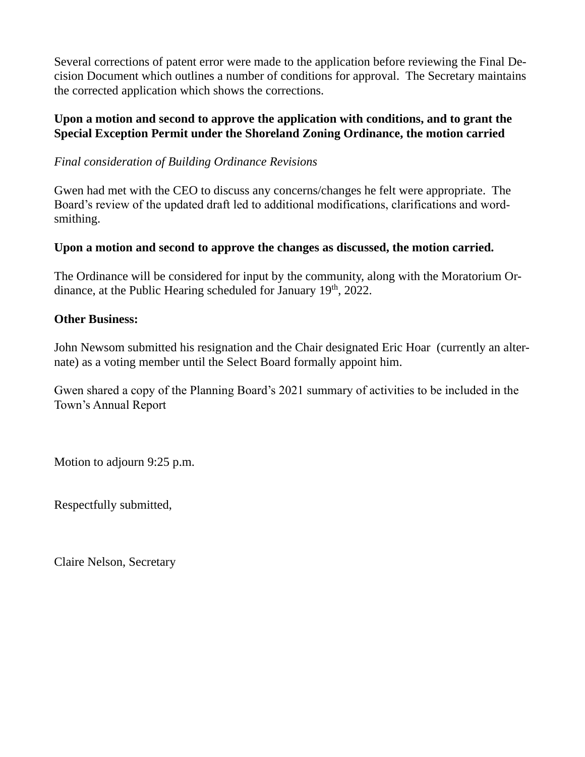Several corrections of patent error were made to the application before reviewing the Final Decision Document which outlines a number of conditions for approval. The Secretary maintains the corrected application which shows the corrections.

**Upon a motion and second to approve the application with conditions, and to grant the Special Exception Permit under the Shoreland Zoning Ordinance, the motion carried**

*Final consideration of Building Ordinance Revisions*

Gwen had met with the CEO to discuss any concerns/changes he felt were appropriate. The Board's review of the updated draft led to additional modifications, clarifications and word-smithing.

**Upon a motion and second to approve the changes as discussed, the motion carried.**

The Ordinance will be considered for input by the community, along with the Moratorium Ordinance, at the Public Hearing scheduled for January 19th, 2022.

**Other Business:**

John Newsom submitted his resignation and the Chair designated Eric Hoar (currently an alternate) as a voting member until the Select Board formally appoint him.

Gwen shared a copy of the Planning Board's 2021 summary of activities to be included in the Town's Annual Report

Motion to adjourn 9:25 p.m.

Respectfully submitted,

Claire Nelson, Secretary